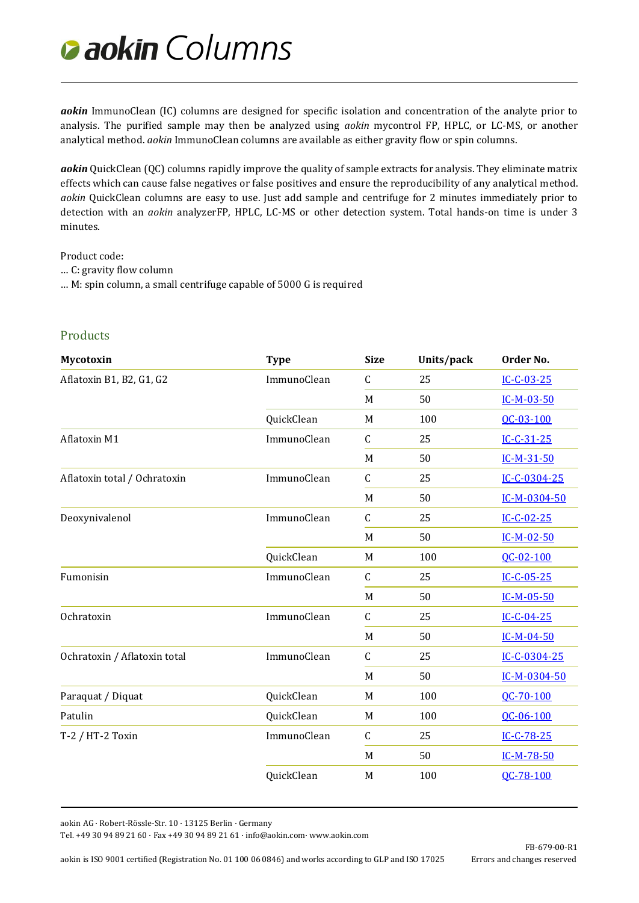# *aokin* Columns

***aokin*** ImmunoClean (IC) columns are designed for specific isolation and concentration of the analyte prior to analysis. The purified sample may then be analyzed using *aokin* mycontrol FP, HPLC, or LC-MS, or another analytical method. *aokin* ImmunoClean columns are available as either gravity flow or spin columns.

***aokin*** QuickClean (QC) columns rapidly improve the quality of sample extracts for analysis. They eliminate matrix effects which can cause false negatives or false positives and ensure the reproducibility of any analytical method. *aokin* QuickClean columns are easy to use. Just add sample and centrifuge for 2 minutes immediately prior to detection with an *aokin* analyzerFP, HPLC, LC-MS or other detection system. Total hands-on time is under 3 minutes.

Product code:
… C: gravity flow column
… M: spin column, a small centrifuge capable of 5000 G is required

## Products

| Mycotoxin | Type | Size | Units/pack | Order No. |
|---|---|---|---|---|
| Aflatoxin B1, B2, G1, G2 | ImmunoClean | C | 25 | IC-C-03-25 |
| | | M | 50 | IC-M-03-50 |
| | QuickClean | M | 100 | QC-03-100 |
| Aflatoxin M1 | ImmunoClean | C | 25 | IC-C-31-25 |
| | | M | 50 | IC-M-31-50 |
| Aflatoxin total / Ochratoxin | ImmunoClean | C | 25 | IC-C-0304-25 |
| | | M | 50 | IC-M-0304-50 |
| Deoxynivalenol | ImmunoClean | C | 25 | IC-C-02-25 |
| | | M | 50 | IC-M-02-50 |
| | QuickClean | M | 100 | QC-02-100 |
| Fumonisin | ImmunoClean | C | 25 | IC-C-05-25 |
| | | M | 50 | IC-M-05-50 |
| Ochratoxin | ImmunoClean | C | 25 | IC-C-04-25 |
| | | M | 50 | IC-M-04-50 |
| Ochratoxin / Aflatoxin total | ImmunoClean | C | 25 | IC-C-0304-25 |
| | | M | 50 | IC-M-0304-50 |
| Paraquat / Diquat | QuickClean | M | 100 | QC-70-100 |
| Patulin | QuickClean | M | 100 | QC-06-100 |
| T-2 / HT-2 Toxin | ImmunoClean | C | 25 | IC-C-78-25 |
| | | M | 50 | IC-M-78-50 |
| | QuickClean | M | 100 | QC-78-100 |

aokin AG · Robert-Rössle-Str. 10 · 13125 Berlin · Germany
Tel. +49 30 94 89 21 60 · Fax +49 30 94 89 21 61 · info@aokin.com· www.aokin.com

FB-679-00-R1

aokin is ISO 9001 certified (Registration No. 01 100 06 0846) and works according to GLP and ISO 17025 — Errors and changes reserved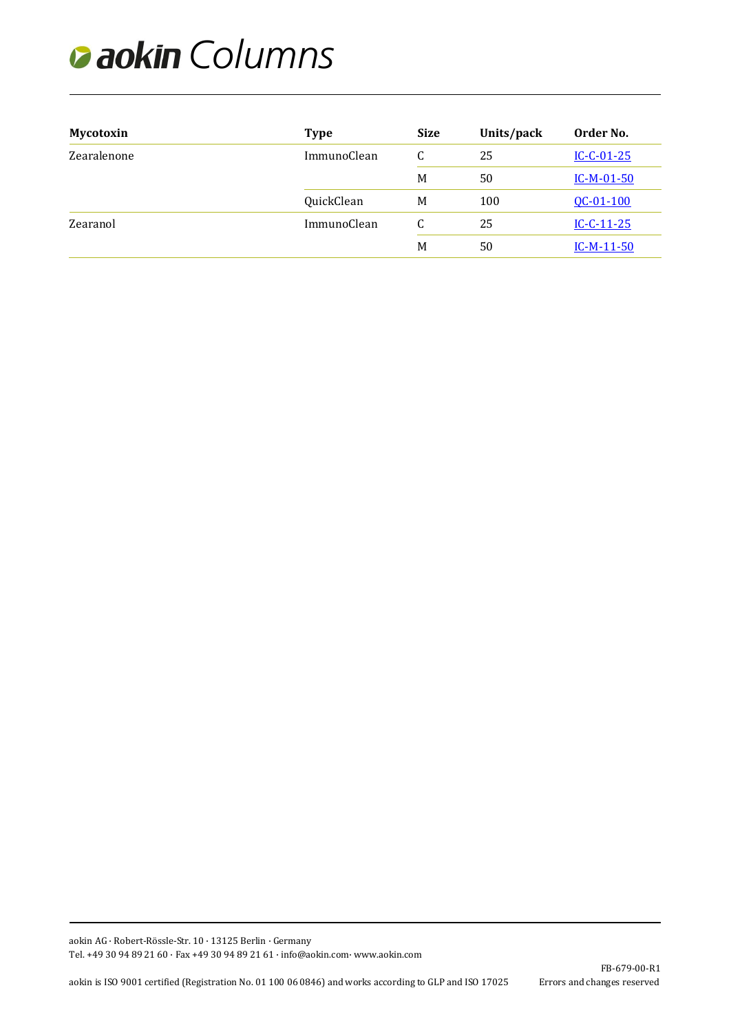# aokin Columns

| Mycotoxin | Type | Size | Units/pack | Order No. |
|---|---|---|---|---|
| Zearalenone | ImmunoClean | C | 25 | IC-C-01-25 |
| | | M | 50 | IC-M-01-50 |
| | QuickClean | M | 100 | QC-01-100 |
| Zearanol | ImmunoClean | C | 25 | IC-C-11-25 |
| | | M | 50 | IC-M-11-50 |

aokin AG · Robert-Rössle-Str. 10 · 13125 Berlin · Germany
Tel. +49 30 94 89 21 60 · Fax +49 30 94 89 21 61 · info@aokin.com· www.aokin.com

aokin is ISO 9001 certified (Registration No. 01 100 06 0846) and works according to GLP and ISO 17025

FB-679-00-R1
Errors and changes reserved